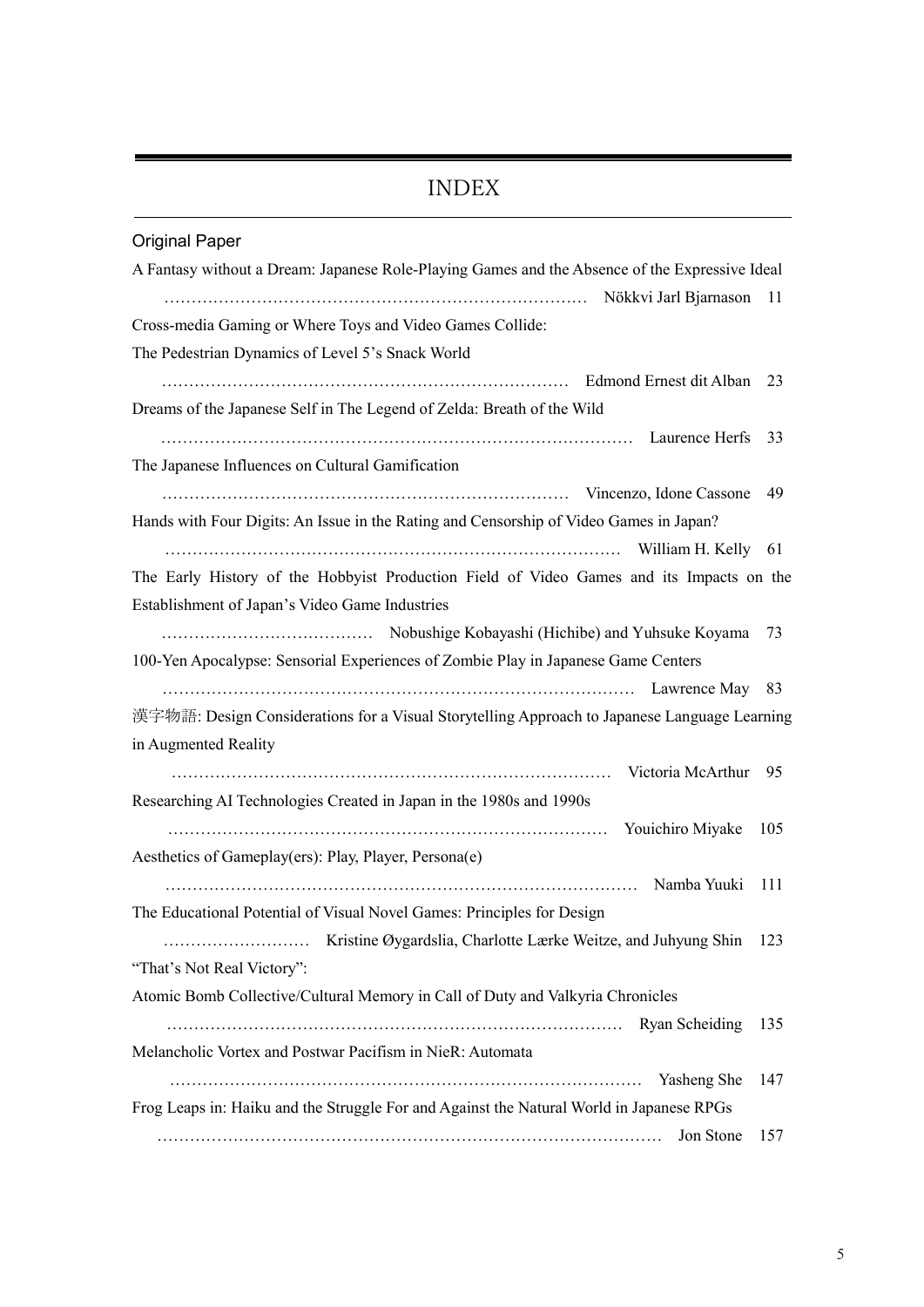# INDEX

## Original Paper

A Fantasy without a Dream: Japanese Role-Playing Games and the Absence of the Expressive Ideal
…… Nökkvi Jarl Bjarnason 11

Cross-media Gaming or Where Toys and Video Games Collide:
The Pedestrian Dynamics of Level 5's Snack World
…… Edmond Ernest dit Alban 23

Dreams of the Japanese Self in The Legend of Zelda: Breath of the Wild
…… Laurence Herfs 33

The Japanese Influences on Cultural Gamification
…… Vincenzo, Idone Cassone 49

Hands with Four Digits: An Issue in the Rating and Censorship of Video Games in Japan?
…… William H. Kelly 61

The Early History of the Hobbyist Production Field of Video Games and its Impacts on the Establishment of Japan's Video Game Industries
…… Nobushige Kobayashi (Hichibe) and Yuhsuke Koyama 73

100-Yen Apocalypse: Sensorial Experiences of Zombie Play in Japanese Game Centers
…… Lawrence May 83

漢字物語: Design Considerations for a Visual Storytelling Approach to Japanese Language Learning in Augmented Reality
…… Victoria McArthur 95

Researching AI Technologies Created in Japan in the 1980s and 1990s
…… Youichiro Miyake 105

Aesthetics of Gameplay(ers): Play, Player, Persona(e)
…… Namba Yuuki 111

The Educational Potential of Visual Novel Games: Principles for Design
…… Kristine Øygardslia, Charlotte Lærke Weitze, and Juhyung Shin 123

"That's Not Real Victory":
Atomic Bomb Collective/Cultural Memory in Call of Duty and Valkyria Chronicles
…… Ryan Scheiding 135

Melancholic Vortex and Postwar Pacifism in NieR: Automata
…… Yasheng She 147

Frog Leaps in: Haiku and the Struggle For and Against the Natural World in Japanese RPGs
…… Jon Stone 157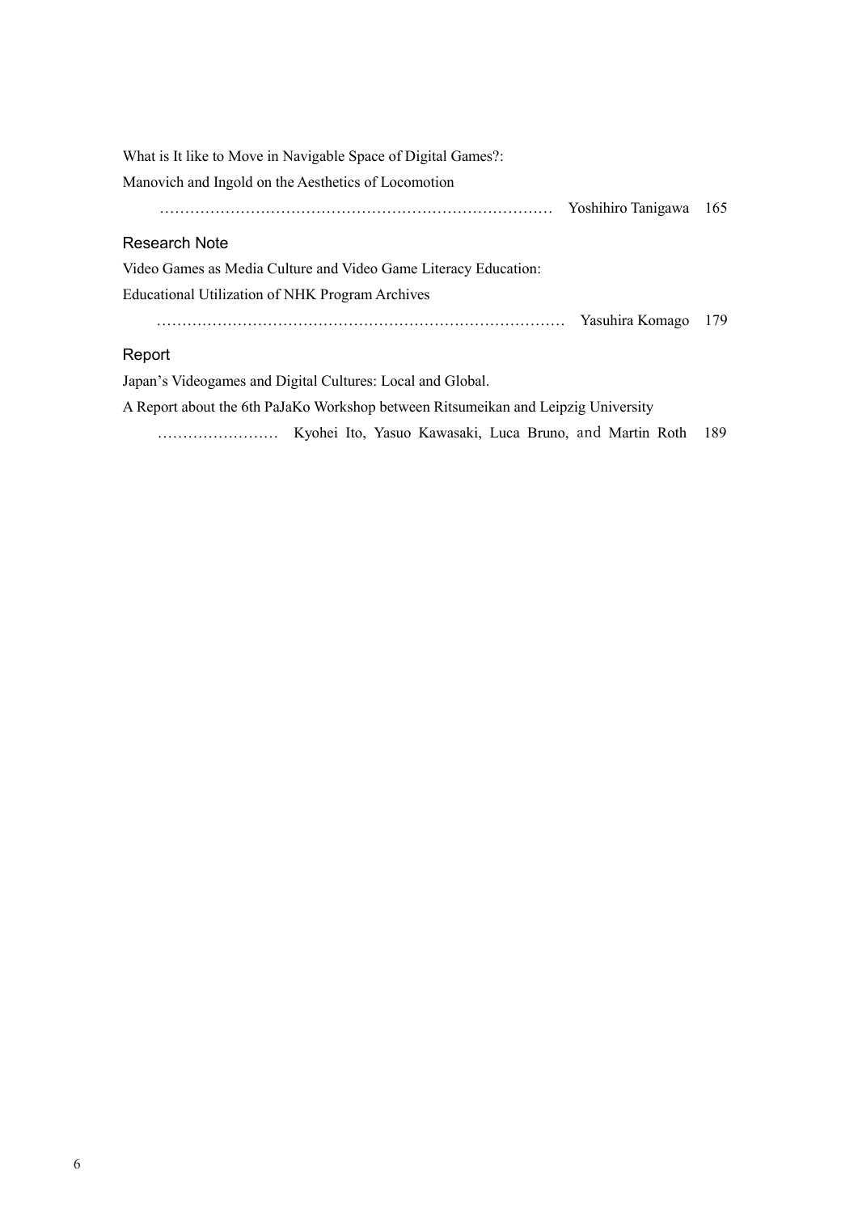What is It like to Move in Navigable Space of Digital Games?:
Manovich and Ingold on the Aesthetics of Locomotion
……………………………………………………………………… Yoshihiro Tanigawa 165

## Research Note

Video Games as Media Culture and Video Game Literacy Education:
Educational Utilization of NHK Program Archives
……………………………………………………………………… Yasuhira Komago 179

## Report

Japan's Videogames and Digital Cultures: Local and Global.
A Report about the 6th PaJaKo Workshop between Ritsumeikan and Leipzig University
…………………… Kyohei Ito, Yasuo Kawasaki, Luca Bruno, and Martin Roth 189